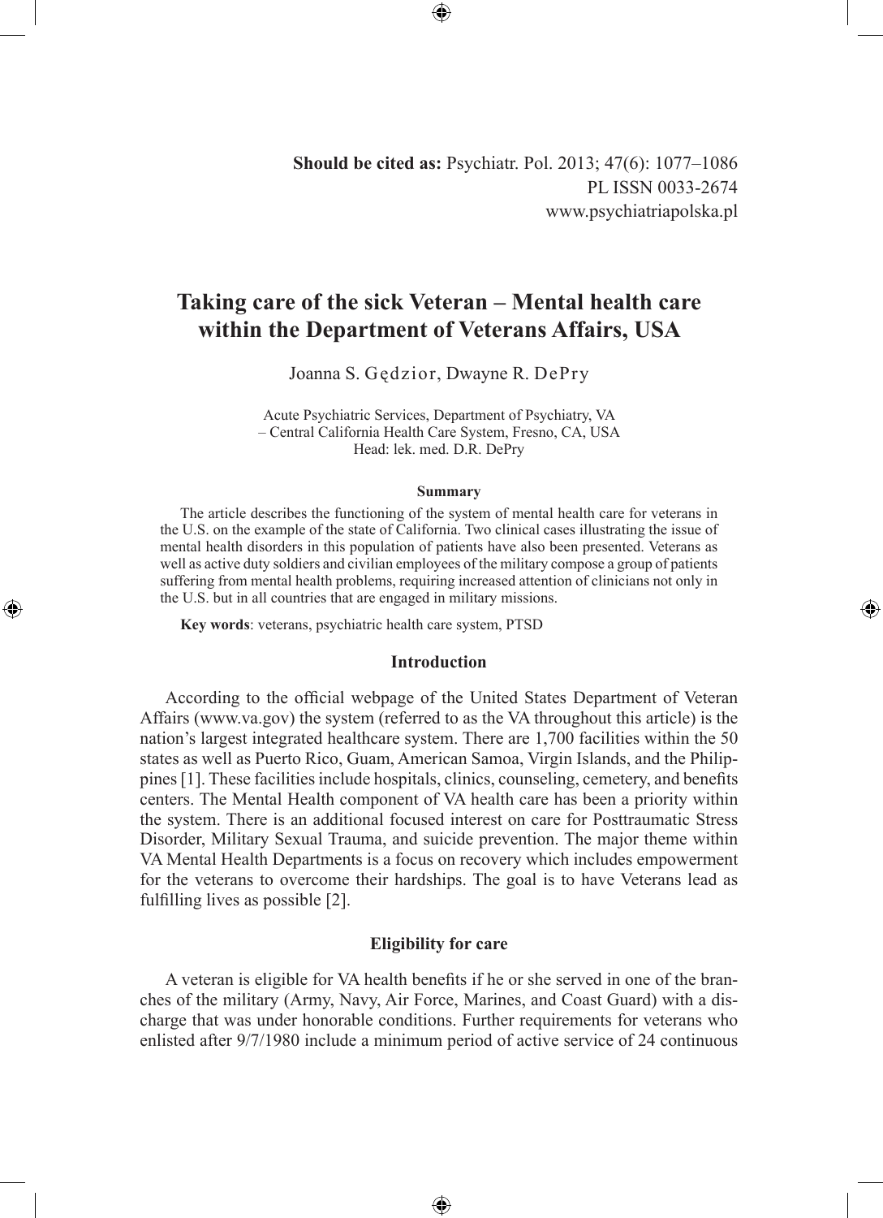**Should be cited as:** Psychiatr. Pol. 2013; 47(6): 1077–1086
PL ISSN 0033-2674
www.psychiatriapolska.pl

# Taking care of the sick Veteran – Mental health care within the Department of Veterans Affairs, USA

Joanna S. Gędzior, Dwayne R. DePry

Acute Psychiatric Services, Department of Psychiatry, VA – Central California Health Care System, Fresno, CA, USA
Head: lek. med. D.R. DePry

**Summary**

The article describes the functioning of the system of mental health care for veterans in the U.S. on the example of the state of California. Two clinical cases illustrating the issue of mental health disorders in this population of patients have also been presented. Veterans as well as active duty soldiers and civilian employees of the military compose a group of patients suffering from mental health problems, requiring increased attention of clinicians not only in the U.S. but in all countries that are engaged in military missions.

**Key words**: veterans, psychiatric health care system, PTSD

## Introduction

According to the official webpage of the United States Department of Veteran Affairs (www.va.gov) the system (referred to as the VA throughout this article) is the nation's largest integrated healthcare system. There are 1,700 facilities within the 50 states as well as Puerto Rico, Guam, American Samoa, Virgin Islands, and the Philippines [1]. These facilities include hospitals, clinics, counseling, cemetery, and benefits centers. The Mental Health component of VA health care has been a priority within the system. There is an additional focused interest on care for Posttraumatic Stress Disorder, Military Sexual Trauma, and suicide prevention. The major theme within VA Mental Health Departments is a focus on recovery which includes empowerment for the veterans to overcome their hardships. The goal is to have Veterans lead as fulfilling lives as possible [2].

## Eligibility for care

A veteran is eligible for VA health benefits if he or she served in one of the branches of the military (Army, Navy, Air Force, Marines, and Coast Guard) with a discharge that was under honorable conditions. Further requirements for veterans who enlisted after 9/7/1980 include a minimum period of active service of 24 continuous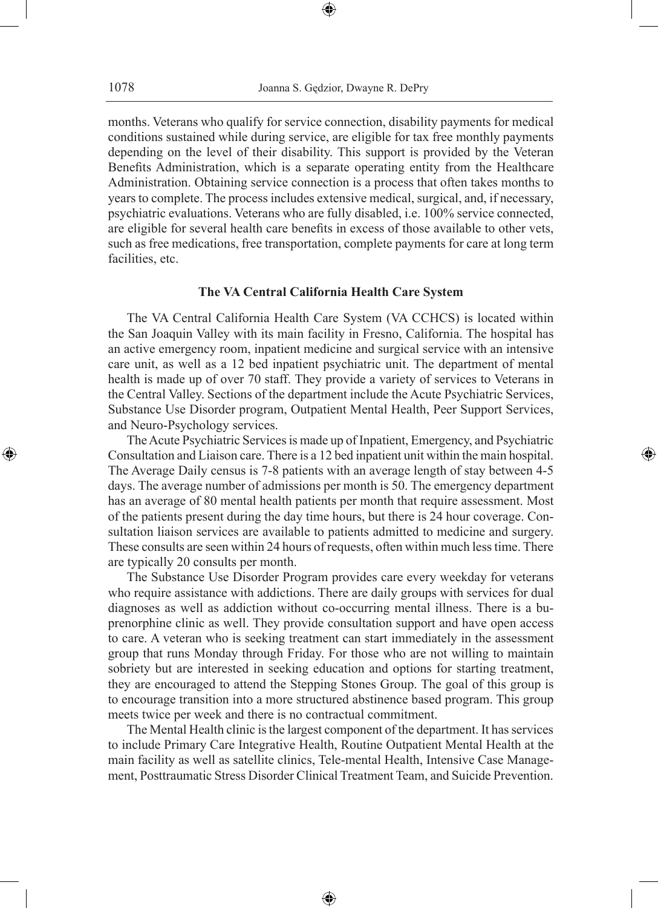months. Veterans who qualify for service connection, disability payments for medical conditions sustained while during service, are eligible for tax free monthly payments depending on the level of their disability. This support is provided by the Veteran Benefits Administration, which is a separate operating entity from the Healthcare Administration. Obtaining service connection is a process that often takes months to years to complete. The process includes extensive medical, surgical, and, if necessary, psychiatric evaluations. Veterans who are fully disabled, i.e. 100% service connected, are eligible for several health care benefits in excess of those available to other vets, such as free medications, free transportation, complete payments for care at long term facilities, etc.

### The VA Central California Health Care System

The VA Central California Health Care System (VA CCHCS) is located within the San Joaquin Valley with its main facility in Fresno, California. The hospital has an active emergency room, inpatient medicine and surgical service with an intensive care unit, as well as a 12 bed inpatient psychiatric unit. The department of mental health is made up of over 70 staff. They provide a variety of services to Veterans in the Central Valley. Sections of the department include the Acute Psychiatric Services, Substance Use Disorder program, Outpatient Mental Health, Peer Support Services, and Neuro-Psychology services.

The Acute Psychiatric Services is made up of Inpatient, Emergency, and Psychiatric Consultation and Liaison care. There is a 12 bed inpatient unit within the main hospital. The Average Daily census is 7-8 patients with an average length of stay between 4-5 days. The average number of admissions per month is 50. The emergency department has an average of 80 mental health patients per month that require assessment. Most of the patients present during the day time hours, but there is 24 hour coverage. Consultation liaison services are available to patients admitted to medicine and surgery. These consults are seen within 24 hours of requests, often within much less time. There are typically 20 consults per month.

The Substance Use Disorder Program provides care every weekday for veterans who require assistance with addictions. There are daily groups with services for dual diagnoses as well as addiction without co-occurring mental illness. There is a buprenorphine clinic as well. They provide consultation support and have open access to care. A veteran who is seeking treatment can start immediately in the assessment group that runs Monday through Friday. For those who are not willing to maintain sobriety but are interested in seeking education and options for starting treatment, they are encouraged to attend the Stepping Stones Group. The goal of this group is to encourage transition into a more structured abstinence based program. This group meets twice per week and there is no contractual commitment.

The Mental Health clinic is the largest component of the department. It has services to include Primary Care Integrative Health, Routine Outpatient Mental Health at the main facility as well as satellite clinics, Tele-mental Health, Intensive Case Management, Posttraumatic Stress Disorder Clinical Treatment Team, and Suicide Prevention.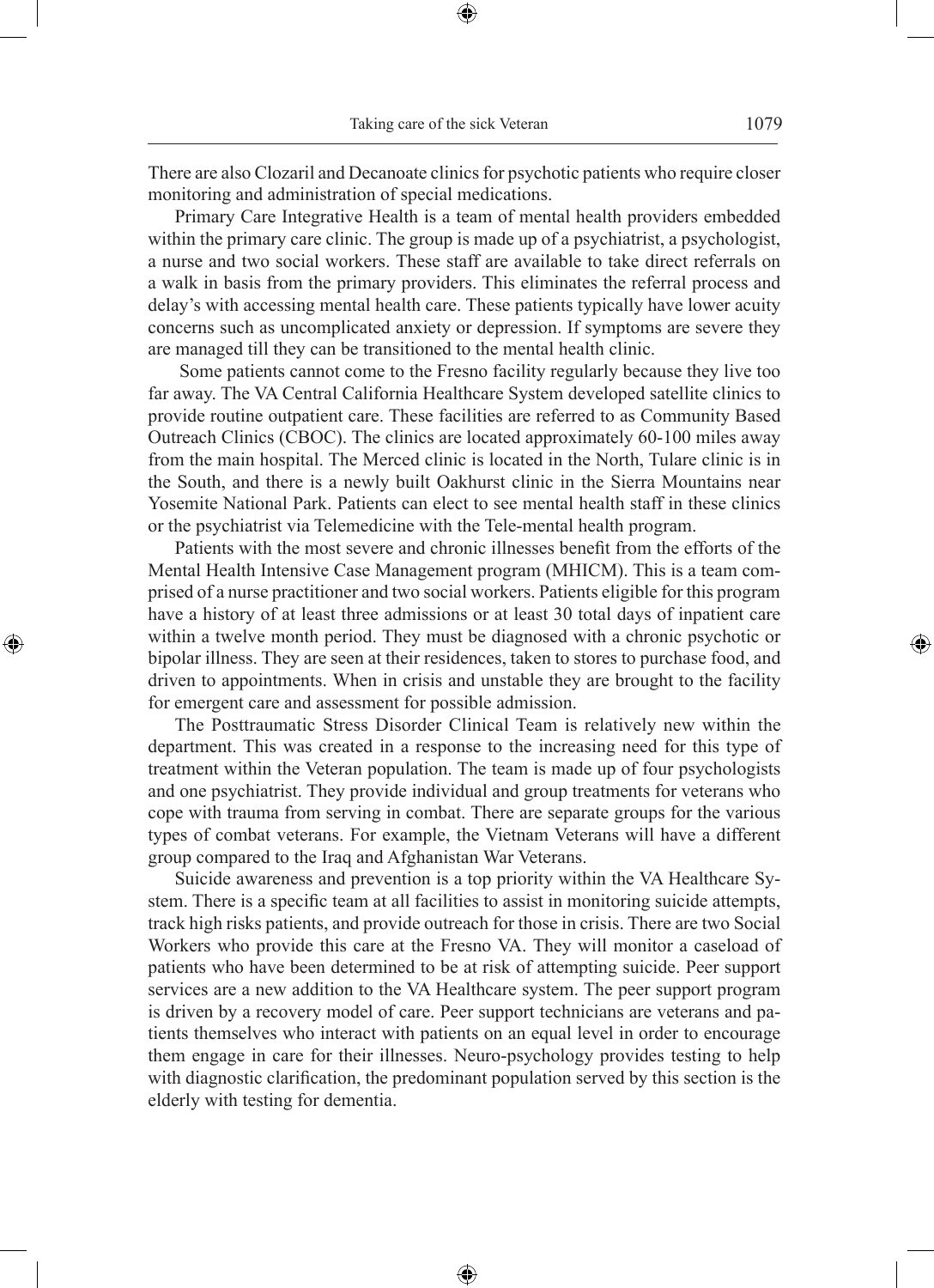There are also Clozaril and Decanoate clinics for psychotic patients who require closer monitoring and administration of special medications.

Primary Care Integrative Health is a team of mental health providers embedded within the primary care clinic. The group is made up of a psychiatrist, a psychologist, a nurse and two social workers. These staff are available to take direct referrals on a walk in basis from the primary providers. This eliminates the referral process and delay's with accessing mental health care. These patients typically have lower acuity concerns such as uncomplicated anxiety or depression. If symptoms are severe they are managed till they can be transitioned to the mental health clinic.

Some patients cannot come to the Fresno facility regularly because they live too far away. The VA Central California Healthcare System developed satellite clinics to provide routine outpatient care. These facilities are referred to as Community Based Outreach Clinics (CBOC). The clinics are located approximately 60-100 miles away from the main hospital. The Merced clinic is located in the North, Tulare clinic is in the South, and there is a newly built Oakhurst clinic in the Sierra Mountains near Yosemite National Park. Patients can elect to see mental health staff in these clinics or the psychiatrist via Telemedicine with the Tele-mental health program.

Patients with the most severe and chronic illnesses benefit from the efforts of the Mental Health Intensive Case Management program (MHICM). This is a team comprised of a nurse practitioner and two social workers. Patients eligible for this program have a history of at least three admissions or at least 30 total days of inpatient care within a twelve month period. They must be diagnosed with a chronic psychotic or bipolar illness. They are seen at their residences, taken to stores to purchase food, and driven to appointments. When in crisis and unstable they are brought to the facility for emergent care and assessment for possible admission.

The Posttraumatic Stress Disorder Clinical Team is relatively new within the department. This was created in a response to the increasing need for this type of treatment within the Veteran population. The team is made up of four psychologists and one psychiatrist. They provide individual and group treatments for veterans who cope with trauma from serving in combat. There are separate groups for the various types of combat veterans. For example, the Vietnam Veterans will have a different group compared to the Iraq and Afghanistan War Veterans.

Suicide awareness and prevention is a top priority within the VA Healthcare System. There is a specific team at all facilities to assist in monitoring suicide attempts, track high risks patients, and provide outreach for those in crisis. There are two Social Workers who provide this care at the Fresno VA. They will monitor a caseload of patients who have been determined to be at risk of attempting suicide. Peer support services are a new addition to the VA Healthcare system. The peer support program is driven by a recovery model of care. Peer support technicians are veterans and patients themselves who interact with patients on an equal level in order to encourage them engage in care for their illnesses. Neuro-psychology provides testing to help with diagnostic clarification, the predominant population served by this section is the elderly with testing for dementia.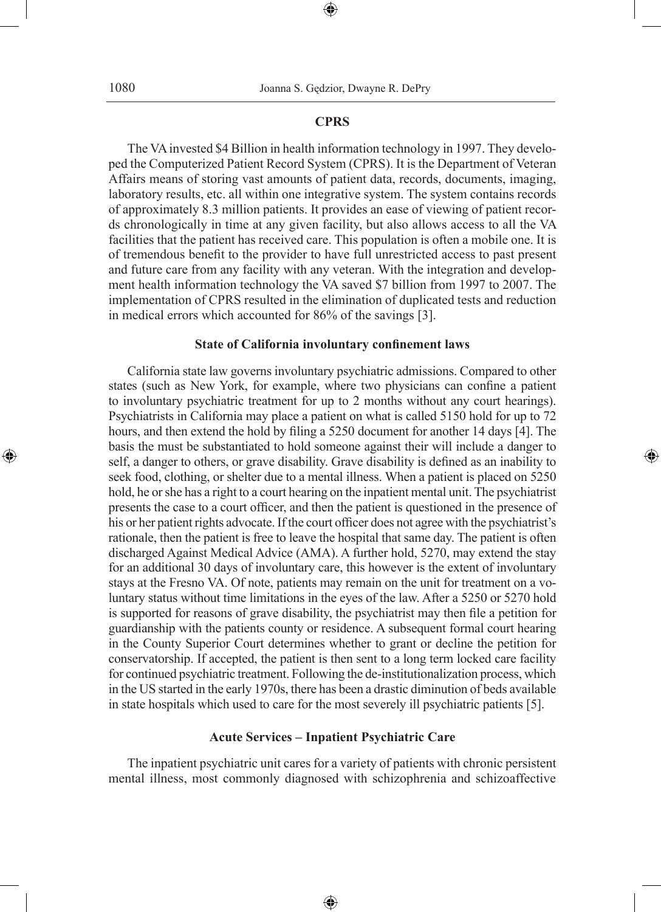### CPRS

The VA invested $4 Billion in health information technology in 1997. They developed the Computerized Patient Record System (CPRS). It is the Department of Veteran Affairs means of storing vast amounts of patient data, records, documents, imaging, laboratory results, etc. all within one integrative system. The system contains records of approximately 8.3 million patients. It provides an ease of viewing of patient records chronologically in time at any given facility, but also allows access to all the VA facilities that the patient has received care. This population is often a mobile one. It is of tremendous benefit to the provider to have full unrestricted access to past present and future care from any facility with any veteran. With the integration and development health information technology the VA saved $7 billion from 1997 to 2007. The implementation of CPRS resulted in the elimination of duplicated tests and reduction in medical errors which accounted for 86% of the savings [3].

### State of California involuntary confinement laws

California state law governs involuntary psychiatric admissions. Compared to other states (such as New York, for example, where two physicians can confine a patient to involuntary psychiatric treatment for up to 2 months without any court hearings). Psychiatrists in California may place a patient on what is called 5150 hold for up to 72 hours, and then extend the hold by filing a 5250 document for another 14 days [4]. The basis the must be substantiated to hold someone against their will include a danger to self, a danger to others, or grave disability. Grave disability is defined as an inability to seek food, clothing, or shelter due to a mental illness. When a patient is placed on 5250 hold, he or she has a right to a court hearing on the inpatient mental unit. The psychiatrist presents the case to a court officer, and then the patient is questioned in the presence of his or her patient rights advocate. If the court officer does not agree with the psychiatrist's rationale, then the patient is free to leave the hospital that same day. The patient is often discharged Against Medical Advice (AMA). A further hold, 5270, may extend the stay for an additional 30 days of involuntary care, this however is the extent of involuntary stays at the Fresno VA. Of note, patients may remain on the unit for treatment on a voluntary status without time limitations in the eyes of the law. After a 5250 or 5270 hold is supported for reasons of grave disability, the psychiatrist may then file a petition for guardianship with the patients county or residence. A subsequent formal court hearing in the County Superior Court determines whether to grant or decline the petition for conservatorship. If accepted, the patient is then sent to a long term locked care facility for continued psychiatric treatment. Following the de-institutionalization process, which in the US started in the early 1970s, there has been a drastic diminution of beds available in state hospitals which used to care for the most severely ill psychiatric patients [5].

### Acute Services – Inpatient Psychiatric Care

The inpatient psychiatric unit cares for a variety of patients with chronic persistent mental illness, most commonly diagnosed with schizophrenia and schizoaffective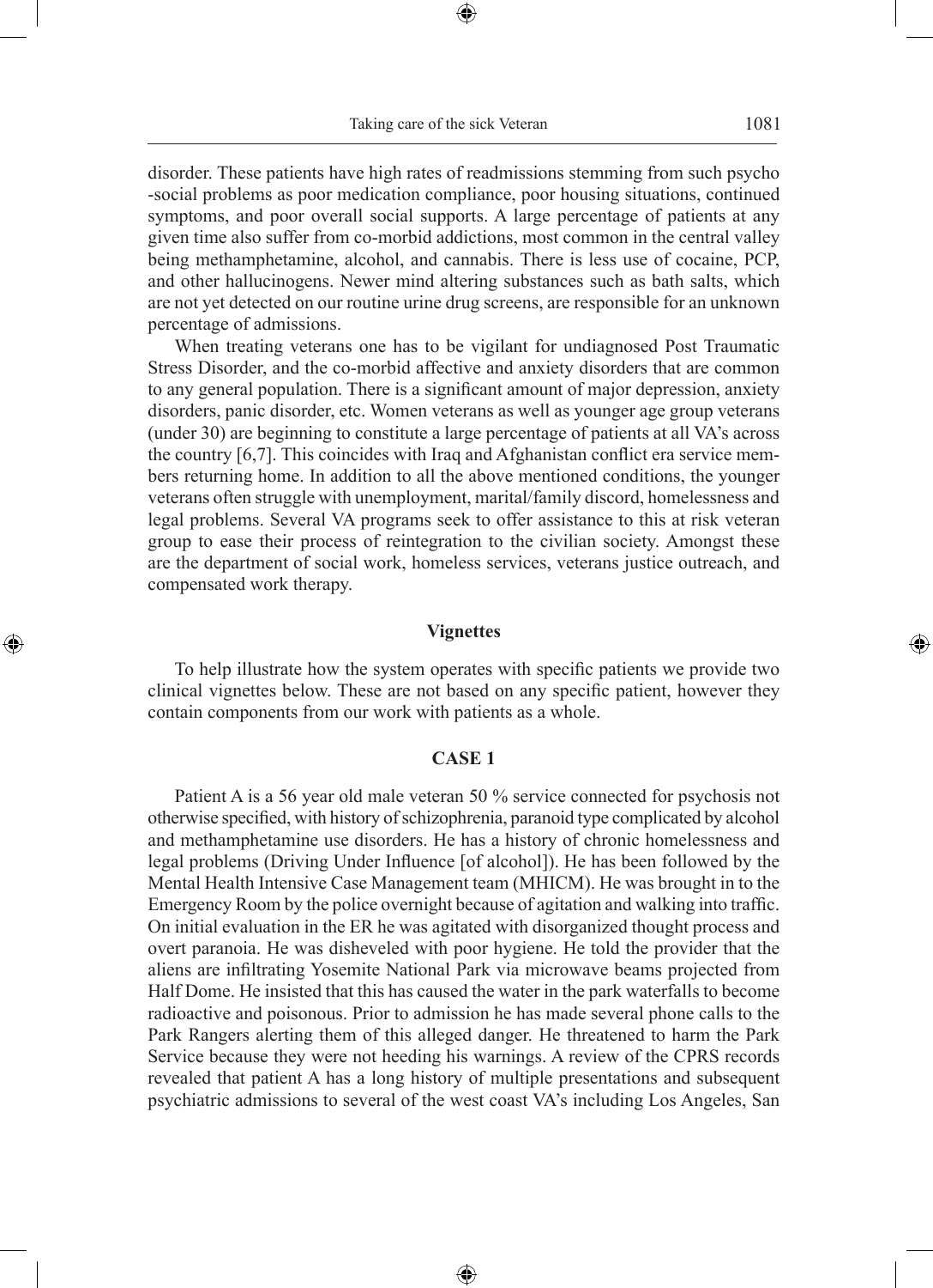disorder. These patients have high rates of readmissions stemming from such psycho -social problems as poor medication compliance, poor housing situations, continued symptoms, and poor overall social supports. A large percentage of patients at any given time also suffer from co-morbid addictions, most common in the central valley being methamphetamine, alcohol, and cannabis. There is less use of cocaine, PCP, and other hallucinogens. Newer mind altering substances such as bath salts, which are not yet detected on our routine urine drug screens, are responsible for an unknown percentage of admissions.

When treating veterans one has to be vigilant for undiagnosed Post Traumatic Stress Disorder, and the co-morbid affective and anxiety disorders that are common to any general population. There is a significant amount of major depression, anxiety disorders, panic disorder, etc. Women veterans as well as younger age group veterans (under 30) are beginning to constitute a large percentage of patients at all VA's across the country [6,7]. This coincides with Iraq and Afghanistan conflict era service members returning home. In addition to all the above mentioned conditions, the younger veterans often struggle with unemployment, marital/family discord, homelessness and legal problems. Several VA programs seek to offer assistance to this at risk veteran group to ease their process of reintegration to the civilian society. Amongst these are the department of social work, homeless services, veterans justice outreach, and compensated work therapy.

## Vignettes

To help illustrate how the system operates with specific patients we provide two clinical vignettes below. These are not based on any specific patient, however they contain components from our work with patients as a whole.

### CASE 1

Patient A is a 56 year old male veteran 50 % service connected for psychosis not otherwise specified, with history of schizophrenia, paranoid type complicated by alcohol and methamphetamine use disorders. He has a history of chronic homelessness and legal problems (Driving Under Influence [of alcohol]). He has been followed by the Mental Health Intensive Case Management team (MHICM). He was brought in to the Emergency Room by the police overnight because of agitation and walking into traffic. On initial evaluation in the ER he was agitated with disorganized thought process and overt paranoia. He was disheveled with poor hygiene. He told the provider that the aliens are infiltrating Yosemite National Park via microwave beams projected from Half Dome. He insisted that this has caused the water in the park waterfalls to become radioactive and poisonous. Prior to admission he has made several phone calls to the Park Rangers alerting them of this alleged danger. He threatened to harm the Park Service because they were not heeding his warnings. A review of the CPRS records revealed that patient A has a long history of multiple presentations and subsequent psychiatric admissions to several of the west coast VA's including Los Angeles, San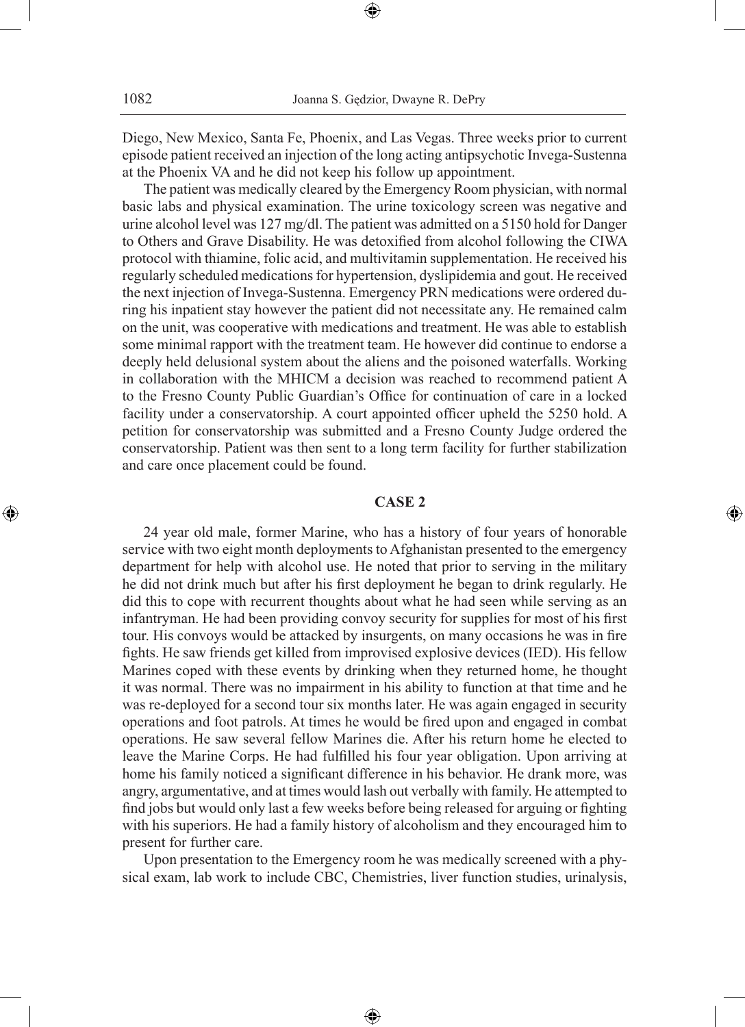Diego, New Mexico, Santa Fe, Phoenix, and Las Vegas. Three weeks prior to current episode patient received an injection of the long acting antipsychotic Invega-Sustenna at the Phoenix VA and he did not keep his follow up appointment.

The patient was medically cleared by the Emergency Room physician, with normal basic labs and physical examination. The urine toxicology screen was negative and urine alcohol level was 127 mg/dl. The patient was admitted on a 5150 hold for Danger to Others and Grave Disability. He was detoxified from alcohol following the CIWA protocol with thiamine, folic acid, and multivitamin supplementation. He received his regularly scheduled medications for hypertension, dyslipidemia and gout. He received the next injection of Invega-Sustenna. Emergency PRN medications were ordered during his inpatient stay however the patient did not necessitate any. He remained calm on the unit, was cooperative with medications and treatment. He was able to establish some minimal rapport with the treatment team. He however did continue to endorse a deeply held delusional system about the aliens and the poisoned waterfalls. Working in collaboration with the MHICM a decision was reached to recommend patient A to the Fresno County Public Guardian's Office for continuation of care in a locked facility under a conservatorship. A court appointed officer upheld the 5250 hold. A petition for conservatorship was submitted and a Fresno County Judge ordered the conservatorship. Patient was then sent to a long term facility for further stabilization and care once placement could be found.

## CASE 2

24 year old male, former Marine, who has a history of four years of honorable service with two eight month deployments to Afghanistan presented to the emergency department for help with alcohol use. He noted that prior to serving in the military he did not drink much but after his first deployment he began to drink regularly. He did this to cope with recurrent thoughts about what he had seen while serving as an infantryman. He had been providing convoy security for supplies for most of his first tour. His convoys would be attacked by insurgents, on many occasions he was in fire fights. He saw friends get killed from improvised explosive devices (IED). His fellow Marines coped with these events by drinking when they returned home, he thought it was normal. There was no impairment in his ability to function at that time and he was re-deployed for a second tour six months later. He was again engaged in security operations and foot patrols. At times he would be fired upon and engaged in combat operations. He saw several fellow Marines die. After his return home he elected to leave the Marine Corps. He had fulfilled his four year obligation. Upon arriving at home his family noticed a significant difference in his behavior. He drank more, was angry, argumentative, and at times would lash out verbally with family. He attempted to find jobs but would only last a few weeks before being released for arguing or fighting with his superiors. He had a family history of alcoholism and they encouraged him to present for further care.

Upon presentation to the Emergency room he was medically screened with a physical exam, lab work to include CBC, Chemistries, liver function studies, urinalysis,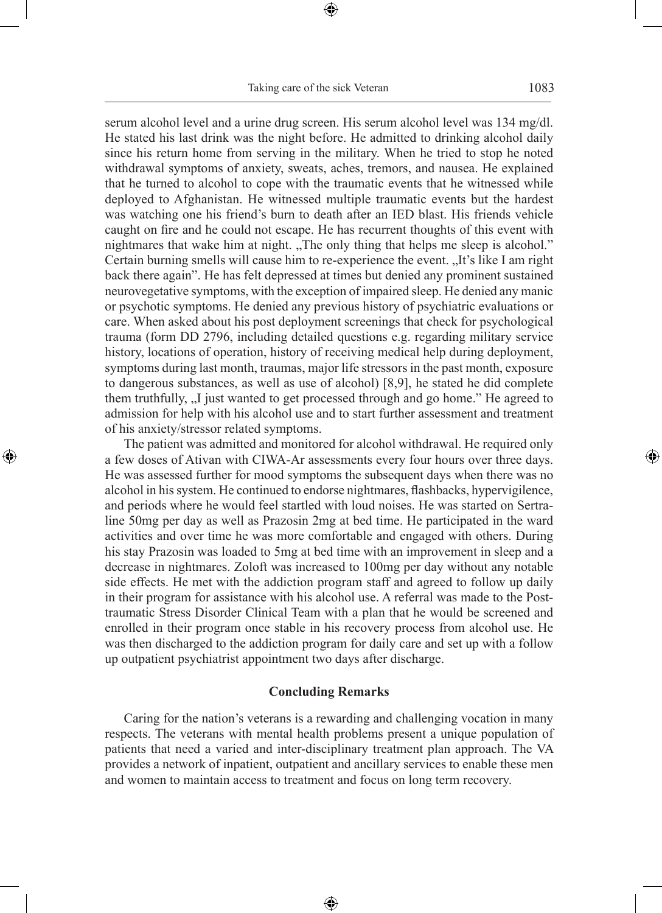serum alcohol level and a urine drug screen. His serum alcohol level was 134 mg/dl. He stated his last drink was the night before. He admitted to drinking alcohol daily since his return home from serving in the military. When he tried to stop he noted withdrawal symptoms of anxiety, sweats, aches, tremors, and nausea. He explained that he turned to alcohol to cope with the traumatic events that he witnessed while deployed to Afghanistan. He witnessed multiple traumatic events but the hardest was watching one his friend's burn to death after an IED blast. His friends vehicle caught on fire and he could not escape. He has recurrent thoughts of this event with nightmares that wake him at night. „The only thing that helps me sleep is alcohol." Certain burning smells will cause him to re-experience the event. „It's like I am right back there again". He has felt depressed at times but denied any prominent sustained neurovegetative symptoms, with the exception of impaired sleep. He denied any manic or psychotic symptoms. He denied any previous history of psychiatric evaluations or care. When asked about his post deployment screenings that check for psychological trauma (form DD 2796, including detailed questions e.g. regarding military service history, locations of operation, history of receiving medical help during deployment, symptoms during last month, traumas, major life stressors in the past month, exposure to dangerous substances, as well as use of alcohol) [8,9], he stated he did complete them truthfully, „I just wanted to get processed through and go home." He agreed to admission for help with his alcohol use and to start further assessment and treatment of his anxiety/stressor related symptoms.

The patient was admitted and monitored for alcohol withdrawal. He required only a few doses of Ativan with CIWA-Ar assessments every four hours over three days. He was assessed further for mood symptoms the subsequent days when there was no alcohol in his system. He continued to endorse nightmares, flashbacks, hypervigilence, and periods where he would feel startled with loud noises. He was started on Sertraline 50mg per day as well as Prazosin 2mg at bed time. He participated in the ward activities and over time he was more comfortable and engaged with others. During his stay Prazosin was loaded to 5mg at bed time with an improvement in sleep and a decrease in nightmares. Zoloft was increased to 100mg per day without any notable side effects. He met with the addiction program staff and agreed to follow up daily in their program for assistance with his alcohol use. A referral was made to the Post-traumatic Stress Disorder Clinical Team with a plan that he would be screened and enrolled in their program once stable in his recovery process from alcohol use. He was then discharged to the addiction program for daily care and set up with a follow up outpatient psychiatrist appointment two days after discharge.

## Concluding Remarks

Caring for the nation's veterans is a rewarding and challenging vocation in many respects. The veterans with mental health problems present a unique population of patients that need a varied and inter-disciplinary treatment plan approach. The VA provides a network of inpatient, outpatient and ancillary services to enable these men and women to maintain access to treatment and focus on long term recovery.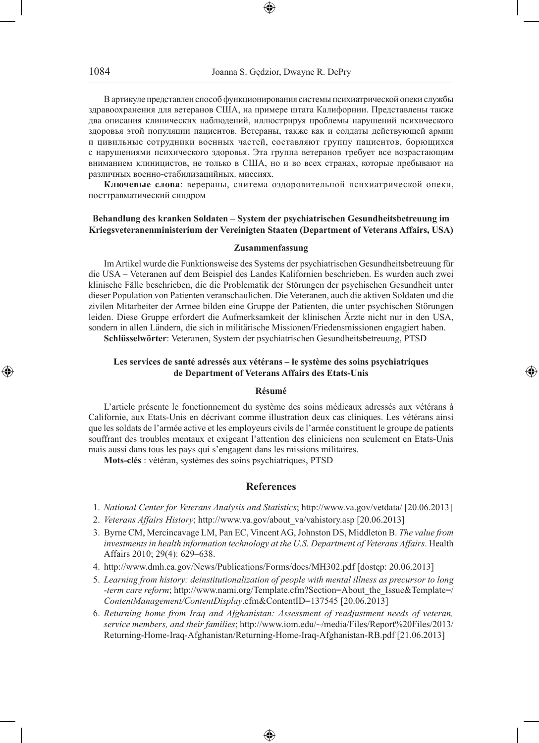В артикуле представлен способ функционирования системы психиатрической опеки службы здравоохранения для ветеранов США, на примере штата Калифорнии. Представлены также два описания клинических наблюдений, иллюстрируя проблемы нарушений психического здоровья этой популяции пациентов. Ветераны, также как и солдаты действующей армии и цивильные сотрудники военных частей, составляют группу пациентов, борющихся с нарушениями психического здоровья. Эта группа ветеранов требует все возрастающим вниманием клиницистов, не только в США, но и во всех странах, которые пребывают на различных военно-стабилизацийных. миссиях.

**Ключевые слова**: верераны, сиитема оздоровительной психиатрической опеки, посттравматический синдром

**Behandlung des kranken Soldaten – System der psychiatrischen Gesundheitsbetreuung im Kriegsveteranenministerium der Vereinigten Staaten (Department of Veterans Affairs, USA)**

**Zusammenfassung**

Im Artikel wurde die Funktionsweise des Systems der psychiatrischen Gesundheitsbetreuung für die USA – Veteranen auf dem Beispiel des Landes Kalifornien beschrieben. Es wurden auch zwei klinische Fälle beschrieben, die die Problematik der Störungen der psychischen Gesundheit unter dieser Population von Patienten veranschaulichen. Die Veteranen, auch die aktiven Soldaten und die zivilen Mitarbeiter der Armee bilden eine Gruppe der Patienten, die unter psychischen Störungen leiden. Diese Gruppe erfordert die Aufmerksamkeit der klinischen Ärzte nicht nur in den USA, sondern in allen Ländern, die sich in militärische Missionen/Friedensmissionen engagiert haben.

**Schlüsselwörter**: Veteranen, System der psychiatrischen Gesundheitsbetreuung, PTSD

**Les services de santé adressés aux vétérans – le système des soins psychiatriques de Department of Veterans Affairs des Etats-Unis**

**Résumé**

L'article présente le fonctionnement du système des soins médicaux adressés aux vétérans à Californie, aux Etats-Unis en décrivant comme illustration deux cas cliniques. Les vétérans ainsi que les soldats de l'armée active et les employeurs civils de l'armée constituent le groupe de patients souffrant des troubles mentaux et exigeant l'attention des cliniciens non seulement en Etats-Unis mais aussi dans tous les pays qui s'engagent dans les missions militaires.

**Mots-clés** : vétéran, systèmes des soins psychiatriques, PTSD

## References

1. *National Center for Veterans Analysis and Statistics*; http://www.va.gov/vetdata/ [20.06.2013]
2. *Veterans Affairs History*; http://www.va.gov/about_va/vahistory.asp [20.06.2013]
3. Byrne CM, Mercincavage LM, Pan EC, Vincent AG, Johnston DS, Middleton B. *The value from investments in health information technology at the U.S. Department of Veterans Affairs*. Health Affairs 2010; 29(4): 629–638.
4. http://www.dmh.ca.gov/News/Publications/Forms/docs/MH302.pdf [dostęp: 20.06.2013]
5. *Learning from history: deinstitutionalization of people with mental illness as precursor to long -term care reform*; http://www.nami.org/Template.cfm?Section=About_the_Issue&Template=/*ContentManagement/ContentDisplay*.cfm&ContentID=137545 [20.06.2013]
6. *Returning home from Iraq and Afghanistan: Assessment of readjustment needs of veteran, service members, and their families*; http://www.iom.edu/~/media/Files/Report%20Files/2013/Returning-Home-Iraq-Afghanistan/Returning-Home-Iraq-Afghanistan-RB.pdf [21.06.2013]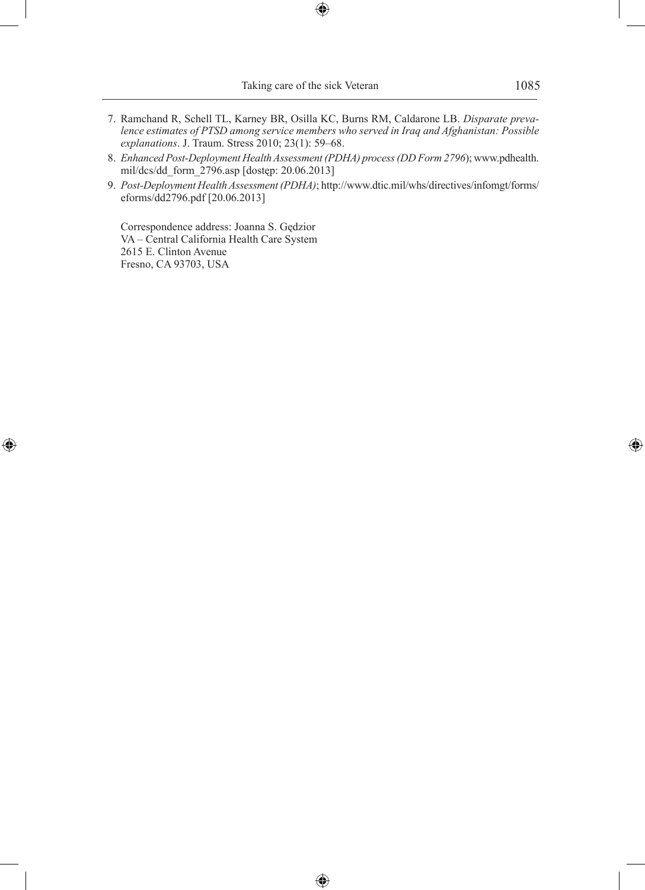7. Ramchand R, Schell TL, Karney BR, Osilla KC, Burns RM, Caldarone LB. *Disparate prevalence estimates of PTSD among service members who served in Iraq and Afghanistan: Possible explanations*. J. Traum. Stress 2010; 23(1): 59–68.
8. *Enhanced Post-Deployment Health Assessment (PDHA) process (DD Form 2796*); www.pdhealth.mil/dcs/dd_form_2796.asp [dostęp: 20.06.2013]
9. *Post-Deployment Health Assessment (PDHA)*; http://www.dtic.mil/whs/directives/infomgt/forms/eforms/dd2796.pdf [20.06.2013]

Correspondence address: Joanna S. Gędzior
VA – Central California Health Care System
2615 E. Clinton Avenue
Fresno, CA 93703, USA